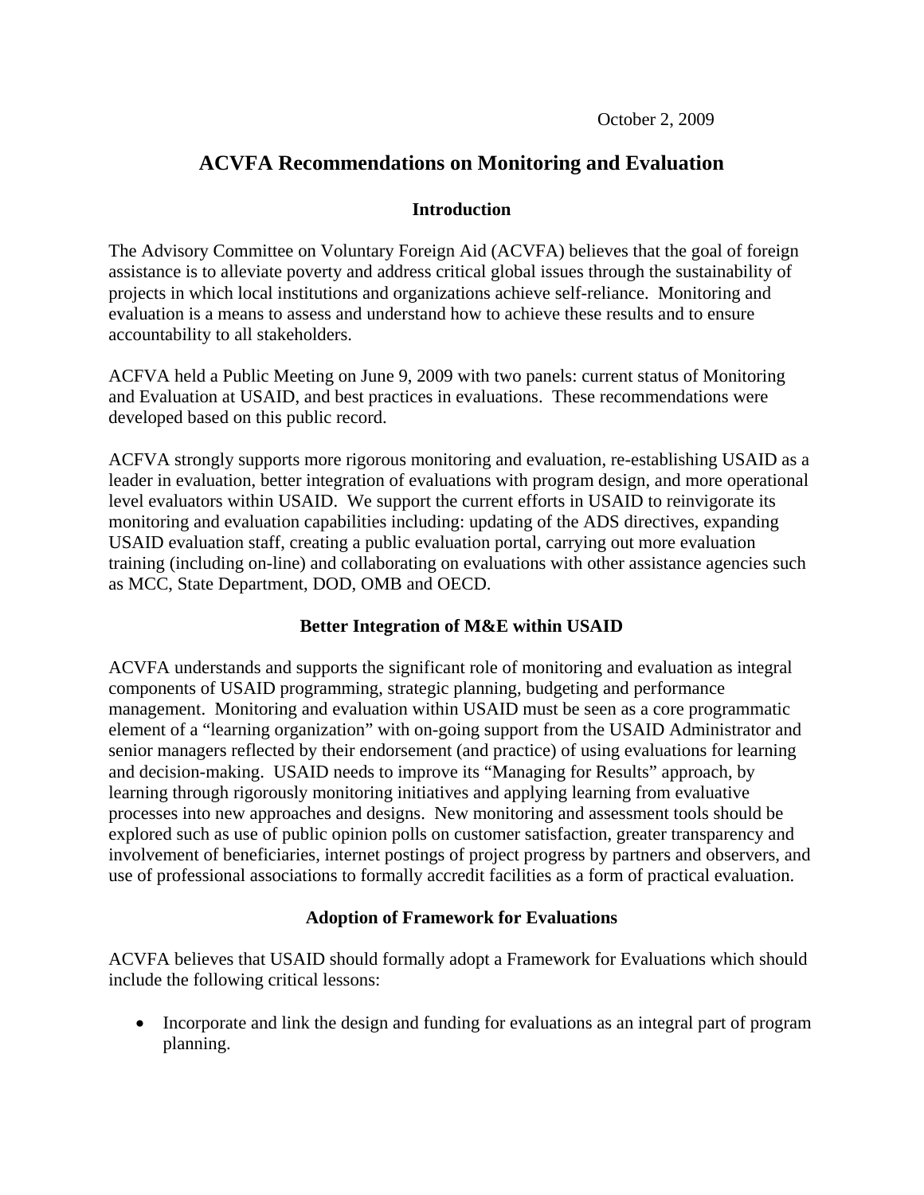October 2, 2009

# ACVFA Recommendations on Monitoring and Evaluation

## Introduction

The Advisory Committee on Voluntary Foreign Aid (ACVFA) believes that the goal of foreign assistance is to alleviate poverty and address critical global issues through the sustainability of projects in which local institutions and organizations achieve self-reliance. Monitoring and evaluation is a means to assess and understand how to achieve these results and to ensure accountability to all stakeholders.

ACFVA held a Public Meeting on June 9, 2009 with two panels: current status of Monitoring and Evaluation at USAID, and best practices in evaluations. These recommendations were developed based on this public record.

ACFVA strongly supports more rigorous monitoring and evaluation, re-establishing USAID as a leader in evaluation, better integration of evaluations with program design, and more operational level evaluators within USAID. We support the current efforts in USAID to reinvigorate its monitoring and evaluation capabilities including: updating of the ADS directives, expanding USAID evaluation staff, creating a public evaluation portal, carrying out more evaluation training (including on-line) and collaborating on evaluations with other assistance agencies such as MCC, State Department, DOD, OMB and OECD.

## Better Integration of M&E within USAID

ACVFA understands and supports the significant role of monitoring and evaluation as integral components of USAID programming, strategic planning, budgeting and performance management. Monitoring and evaluation within USAID must be seen as a core programmatic element of a "learning organization" with on-going support from the USAID Administrator and senior managers reflected by their endorsement (and practice) of using evaluations for learning and decision-making. USAID needs to improve its "Managing for Results" approach, by learning through rigorously monitoring initiatives and applying learning from evaluative processes into new approaches and designs. New monitoring and assessment tools should be explored such as use of public opinion polls on customer satisfaction, greater transparency and involvement of beneficiaries, internet postings of project progress by partners and observers, and use of professional associations to formally accredit facilities as a form of practical evaluation.

## Adoption of Framework for Evaluations

ACVFA believes that USAID should formally adopt a Framework for Evaluations which should include the following critical lessons:

- Incorporate and link the design and funding for evaluations as an integral part of program planning.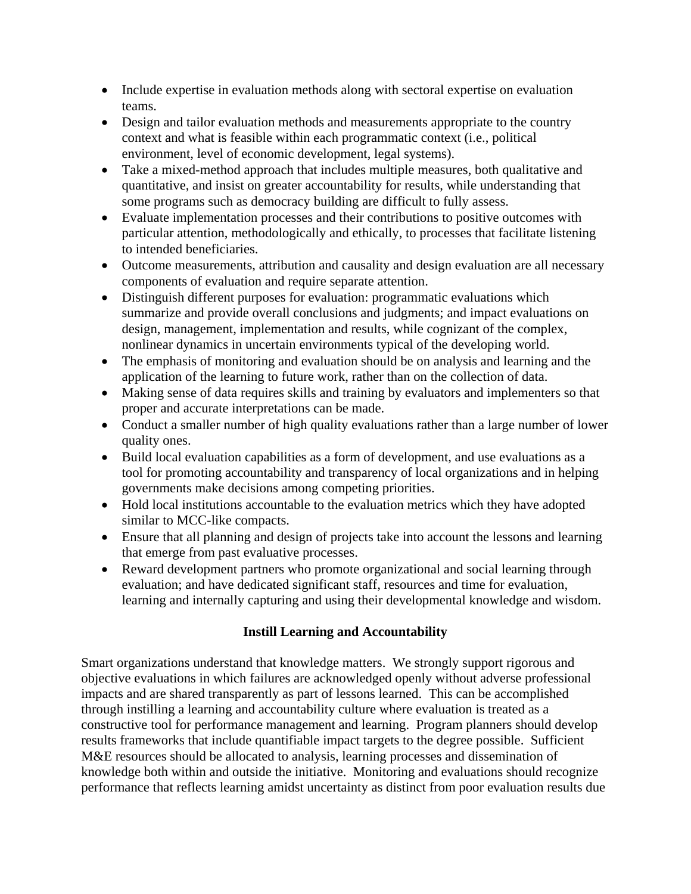- Include expertise in evaluation methods along with sectoral expertise on evaluation teams.
- Design and tailor evaluation methods and measurements appropriate to the country context and what is feasible within each programmatic context (i.e., political environment, level of economic development, legal systems).
- Take a mixed-method approach that includes multiple measures, both qualitative and quantitative, and insist on greater accountability for results, while understanding that some programs such as democracy building are difficult to fully assess.
- Evaluate implementation processes and their contributions to positive outcomes with particular attention, methodologically and ethically, to processes that facilitate listening to intended beneficiaries.
- Outcome measurements, attribution and causality and design evaluation are all necessary components of evaluation and require separate attention.
- Distinguish different purposes for evaluation: programmatic evaluations which summarize and provide overall conclusions and judgments; and impact evaluations on design, management, implementation and results, while cognizant of the complex, nonlinear dynamics in uncertain environments typical of the developing world.
- The emphasis of monitoring and evaluation should be on analysis and learning and the application of the learning to future work, rather than on the collection of data.
- Making sense of data requires skills and training by evaluators and implementers so that proper and accurate interpretations can be made.
- Conduct a smaller number of high quality evaluations rather than a large number of lower quality ones.
- Build local evaluation capabilities as a form of development, and use evaluations as a tool for promoting accountability and transparency of local organizations and in helping governments make decisions among competing priorities.
- Hold local institutions accountable to the evaluation metrics which they have adopted similar to MCC-like compacts.
- Ensure that all planning and design of projects take into account the lessons and learning that emerge from past evaluative processes.
- Reward development partners who promote organizational and social learning through evaluation; and have dedicated significant staff, resources and time for evaluation, learning and internally capturing and using their developmental knowledge and wisdom.

## Instill Learning and Accountability

Smart organizations understand that knowledge matters. We strongly support rigorous and objective evaluations in which failures are acknowledged openly without adverse professional impacts and are shared transparently as part of lessons learned. This can be accomplished through instilling a learning and accountability culture where evaluation is treated as a constructive tool for performance management and learning. Program planners should develop results frameworks that include quantifiable impact targets to the degree possible. Sufficient M&E resources should be allocated to analysis, learning processes and dissemination of knowledge both within and outside the initiative. Monitoring and evaluations should recognize performance that reflects learning amidst uncertainty as distinct from poor evaluation results due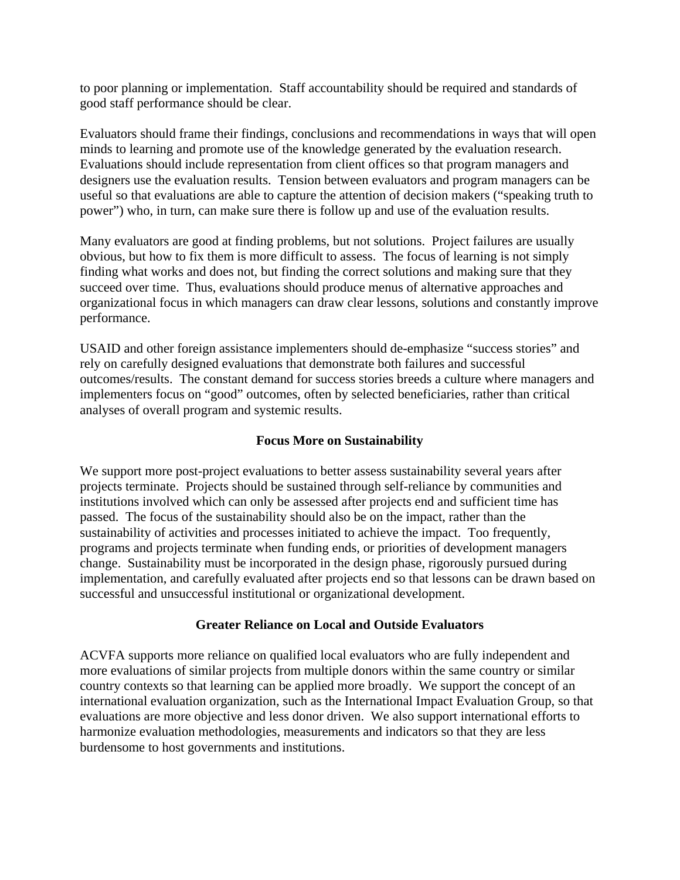to poor planning or implementation. Staff accountability should be required and standards of good staff performance should be clear.

Evaluators should frame their findings, conclusions and recommendations in ways that will open minds to learning and promote use of the knowledge generated by the evaluation research. Evaluations should include representation from client offices so that program managers and designers use the evaluation results. Tension between evaluators and program managers can be useful so that evaluations are able to capture the attention of decision makers ("speaking truth to power") who, in turn, can make sure there is follow up and use of the evaluation results.

Many evaluators are good at finding problems, but not solutions. Project failures are usually obvious, but how to fix them is more difficult to assess. The focus of learning is not simply finding what works and does not, but finding the correct solutions and making sure that they succeed over time. Thus, evaluations should produce menus of alternative approaches and organizational focus in which managers can draw clear lessons, solutions and constantly improve performance.

USAID and other foreign assistance implementers should de-emphasize "success stories" and rely on carefully designed evaluations that demonstrate both failures and successful outcomes/results. The constant demand for success stories breeds a culture where managers and implementers focus on "good" outcomes, often by selected beneficiaries, rather than critical analyses of overall program and systemic results.

## Focus More on Sustainability

We support more post-project evaluations to better assess sustainability several years after projects terminate. Projects should be sustained through self-reliance by communities and institutions involved which can only be assessed after projects end and sufficient time has passed. The focus of the sustainability should also be on the impact, rather than the sustainability of activities and processes initiated to achieve the impact. Too frequently, programs and projects terminate when funding ends, or priorities of development managers change. Sustainability must be incorporated in the design phase, rigorously pursued during implementation, and carefully evaluated after projects end so that lessons can be drawn based on successful and unsuccessful institutional or organizational development.

## Greater Reliance on Local and Outside Evaluators

ACVFA supports more reliance on qualified local evaluators who are fully independent and more evaluations of similar projects from multiple donors within the same country or similar country contexts so that learning can be applied more broadly. We support the concept of an international evaluation organization, such as the International Impact Evaluation Group, so that evaluations are more objective and less donor driven. We also support international efforts to harmonize evaluation methodologies, measurements and indicators so that they are less burdensome to host governments and institutions.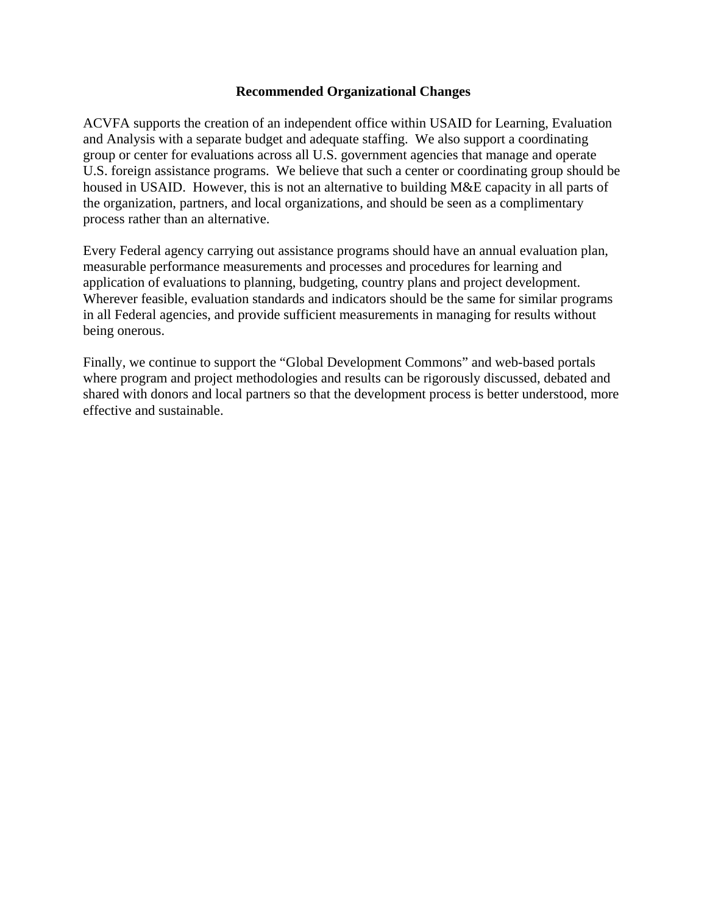## Recommended Organizational Changes

ACVFA supports the creation of an independent office within USAID for Learning, Evaluation and Analysis with a separate budget and adequate staffing. We also support a coordinating group or center for evaluations across all U.S. government agencies that manage and operate U.S. foreign assistance programs. We believe that such a center or coordinating group should be housed in USAID. However, this is not an alternative to building M&E capacity in all parts of the organization, partners, and local organizations, and should be seen as a complimentary process rather than an alternative.

Every Federal agency carrying out assistance programs should have an annual evaluation plan, measurable performance measurements and processes and procedures for learning and application of evaluations to planning, budgeting, country plans and project development. Wherever feasible, evaluation standards and indicators should be the same for similar programs in all Federal agencies, and provide sufficient measurements in managing for results without being onerous.

Finally, we continue to support the "Global Development Commons" and web-based portals where program and project methodologies and results can be rigorously discussed, debated and shared with donors and local partners so that the development process is better understood, more effective and sustainable.